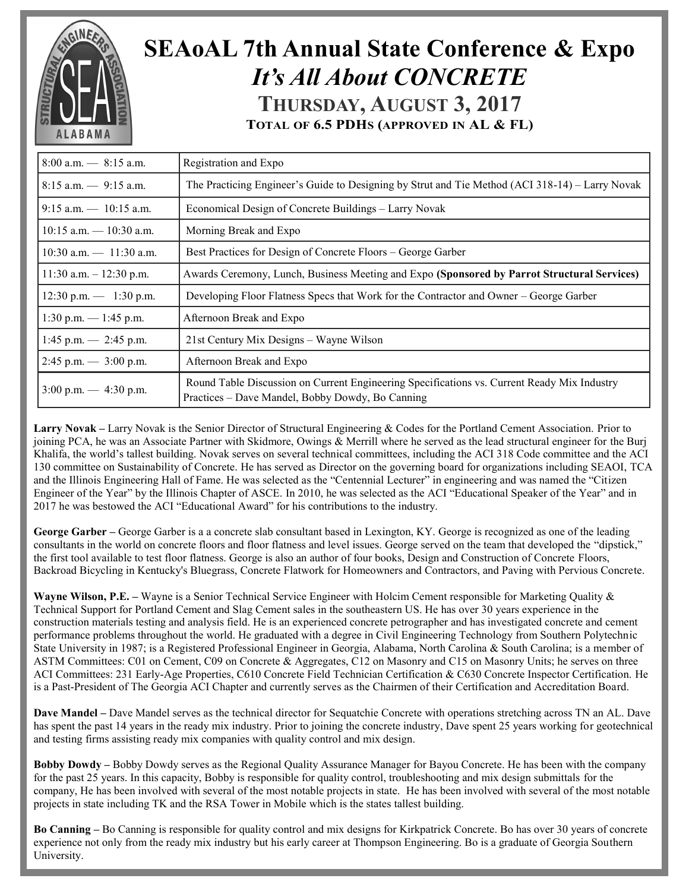# SEAoAL 7th Annual State Conference & Expo

## *It's All About CONCRETE*

### THURSDAY, AUGUST 3, 2017

**TOTAL OF 6.5 PDHS (APPROVED IN AL & FL)**

| | |
|---|---|
| 8:00 a.m. — 8:15 a.m. | Registration and Expo |
| 8:15 a.m. — 9:15 a.m. | The Practicing Engineer's Guide to Designing by Strut and Tie Method (ACI 318-14) – Larry Novak |
| 9:15 a.m. — 10:15 a.m. | Economical Design of Concrete Buildings – Larry Novak |
| 10:15 a.m. — 10:30 a.m. | Morning Break and Expo |
| 10:30 a.m. — 11:30 a.m. | Best Practices for Design of Concrete Floors – George Garber |
| 11:30 a.m. – 12:30 p.m. | Awards Ceremony, Lunch, Business Meeting and Expo **(Sponsored by Parrot Structural Services)** |
| 12:30 p.m. — 1:30 p.m. | Developing Floor Flatness Specs that Work for the Contractor and Owner – George Garber |
| 1:30 p.m. — 1:45 p.m. | Afternoon Break and Expo |
| 1:45 p.m. — 2:45 p.m. | 21st Century Mix Designs – Wayne Wilson |
| 2:45 p.m. — 3:00 p.m. | Afternoon Break and Expo |
| 3:00 p.m. — 4:30 p.m. | Round Table Discussion on Current Engineering Specifications vs. Current Ready Mix Industry Practices – Dave Mandel, Bobby Dowdy, Bo Canning |

**Larry Novak –** Larry Novak is the Senior Director of Structural Engineering & Codes for the Portland Cement Association. Prior to joining PCA, he was an Associate Partner with Skidmore, Owings & Merrill where he served as the lead structural engineer for the Burj Khalifa, the world's tallest building. Novak serves on several technical committees, including the ACI 318 Code committee and the ACI 130 committee on Sustainability of Concrete. He has served as Director on the governing board for organizations including SEAOI, TCA and the Illinois Engineering Hall of Fame. He was selected as the "Centennial Lecturer" in engineering and was named the "Citizen Engineer of the Year" by the Illinois Chapter of ASCE. In 2010, he was selected as the ACI "Educational Speaker of the Year" and in 2017 he was bestowed the ACI "Educational Award" for his contributions to the industry.

**George Garber –** George Garber is a a concrete slab consultant based in Lexington, KY. George is recognized as one of the leading consultants in the world on concrete floors and floor flatness and level issues. George served on the team that developed the "dipstick," the first tool available to test floor flatness. George is also an author of four books, Design and Construction of Concrete Floors, Backroad Bicycling in Kentucky's Bluegrass, Concrete Flatwork for Homeowners and Contractors, and Paving with Pervious Concrete.

**Wayne Wilson, P.E. –** Wayne is a Senior Technical Service Engineer with Holcim Cement responsible for Marketing Quality & Technical Support for Portland Cement and Slag Cement sales in the southeastern US. He has over 30 years experience in the construction materials testing and analysis field. He is an experienced concrete petrographer and has investigated concrete and cement performance problems throughout the world. He graduated with a degree in Civil Engineering Technology from Southern Polytechnic State University in 1987; is a Registered Professional Engineer in Georgia, Alabama, North Carolina & South Carolina; is a member of ASTM Committees: C01 on Cement, C09 on Concrete & Aggregates, C12 on Masonry and C15 on Masonry Units; he serves on three ACI Committees: 231 Early-Age Properties, C610 Concrete Field Technician Certification & C630 Concrete Inspector Certification. He is a Past-President of The Georgia ACI Chapter and currently serves as the Chairmen of their Certification and Accreditation Board.

**Dave Mandel –** Dave Mandel serves as the technical director for Sequatchie Concrete with operations stretching across TN an AL. Dave has spent the past 14 years in the ready mix industry. Prior to joining the concrete industry, Dave spent 25 years working for geotechnical and testing firms assisting ready mix companies with quality control and mix design.

**Bobby Dowdy –** Bobby Dowdy serves as the Regional Quality Assurance Manager for Bayou Concrete. He has been with the company for the past 25 years. In this capacity, Bobby is responsible for quality control, troubleshooting and mix design submittals for the company, He has been involved with several of the most notable projects in state. He has been involved with several of the most notable projects in state including TK and the RSA Tower in Mobile which is the states tallest building.

**Bo Canning –** Bo Canning is responsible for quality control and mix designs for Kirkpatrick Concrete. Bo has over 30 years of concrete experience not only from the ready mix industry but his early career at Thompson Engineering. Bo is a graduate of Georgia Southern University.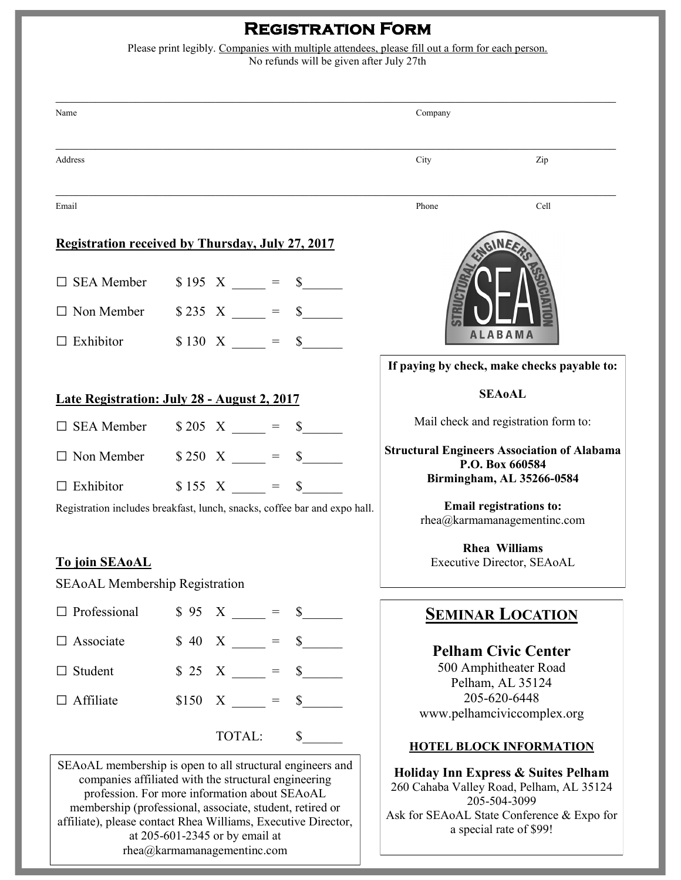# Registration Form

Please print legibly. Companies with multiple attendees, please fill out a form for each person.
No refunds will be given after July 27th

Name ______________________ Company ______________________

Address ______________________ City ____________ Zip ____________

Email ______________________ Phone ____________ Cell ____________

**Registration received by Thursday, July 27, 2017**

☐ SEA Member $ 195 X _____ = $______

☐ Non Member $ 235 X _____ = $______

☐ Exhibitor $ 130 X _____ = $______

**Late Registration: July 28 - August 2, 2017**

☐ SEA Member $ 205 X _____ = $______

☐ Non Member $ 250 X _____ = $______

☐ Exhibitor $ 155 X _____ = $______

Registration includes breakfast, lunch, snacks, coffee bar and expo hall.

**To join SEAoAL**

SEAoAL Membership Registration

☐ Professional $ 95 X _____ = $______

☐ Associate $ 40 X _____ = $______

☐ Student $ 25 X _____ = $______

☐ Affiliate $150 X _____ = $______

TOTAL: $______

SEAoAL membership is open to all structural engineers and companies affiliated with the structural engineering profession. For more information about SEAoAL membership (professional, associate, student, retired or affiliate), please contact Rhea Williams, Executive Director, at 205-601-2345 or by email at rhea@karmamanagementinc.com

STRUCTURAL ENGINEERS ASSOCIATION
SEA
ALABAMA

**If paying by check, make checks payable to:**

**SEAoAL**

Mail check and registration form to:

**Structural Engineers Association of Alabama**
**P.O. Box 660584**
**Birmingham, AL 35266-0584**

**Email registrations to:**
rhea@karmamanagementinc.com

**Rhea Williams**
Executive Director, SEAoAL

## Seminar Location

**Pelham Civic Center**
500 Amphitheater Road
Pelham, AL 35124
205-620-6448
www.pelhamciviccomplex.org

**HOTEL BLOCK INFORMATION**

**Holiday Inn Express & Suites Pelham**
260 Cahaba Valley Road, Pelham, AL 35124
205-504-3099
Ask for SEAoAL State Conference & Expo for a special rate of $99!